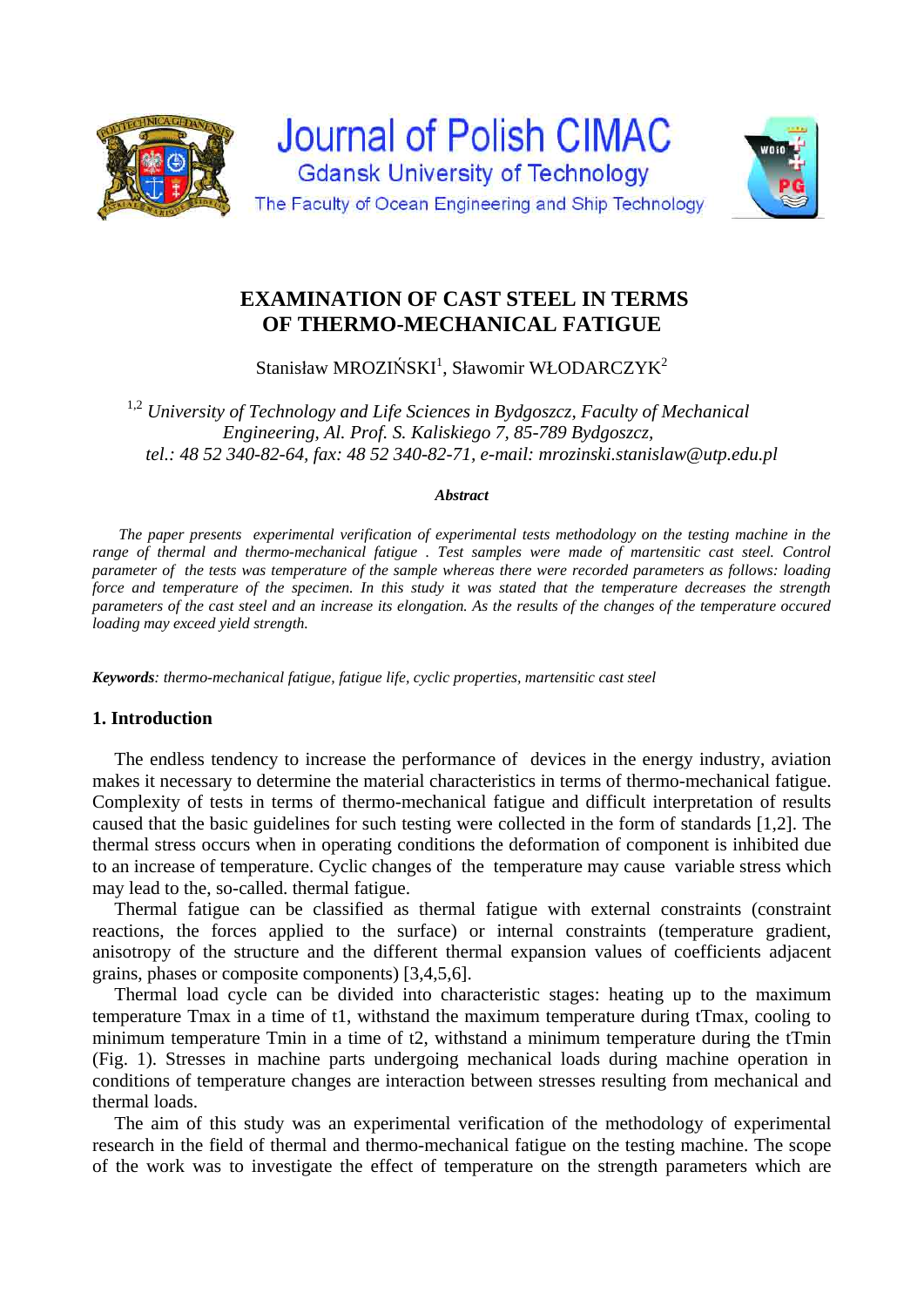Journal of Polish CIMAC
Gdansk University of Technology
The Faculty of Ocean Engineering and Ship Technology

# EXAMINATION OF CAST STEEL IN TERMS OF THERMO-MECHANICAL FATIGUE

Stanisław MROZIŃSKI[1], Sławomir WŁODARCZYK[2]

[1,2] *University of Technology and Life Sciences in Bydgoszcz, Faculty of Mechanical Engineering, Al. Prof. S. Kaliskiego 7, 85-789 Bydgoszcz, tel.: 48 52 340-82-64, fax: 48 52 340-82-71, e-mail: mrozinski.stanislaw@utp.edu.pl*

***Abstract***

*The paper presents experimental verification of experimental tests methodology on the testing machine in the range of thermal and thermo-mechanical fatigue . Test samples were made of martensitic cast steel. Control parameter of the tests was temperature of the sample whereas there were recorded parameters as follows: loading force and temperature of the specimen. In this study it was stated that the temperature decreases the strength parameters of the cast steel and an increase its elongation. As the results of the changes of the temperature occured loading may exceed yield strength.*

***Keywords**: thermo-mechanical fatigue, fatigue life, cyclic properties, martensitic cast steel*

## 1. Introduction

The endless tendency to increase the performance of devices in the energy industry, aviation makes it necessary to determine the material characteristics in terms of thermo-mechanical fatigue. Complexity of tests in terms of thermo-mechanical fatigue and difficult interpretation of results caused that the basic guidelines for such testing were collected in the form of standards [1,2]. The thermal stress occurs when in operating conditions the deformation of component is inhibited due to an increase of temperature. Cyclic changes of the temperature may cause variable stress which may lead to the, so-called. thermal fatigue.

Thermal fatigue can be classified as thermal fatigue with external constraints (constraint reactions, the forces applied to the surface) or internal constraints (temperature gradient, anisotropy of the structure and the different thermal expansion values of coefficients adjacent grains, phases or composite components) [3,4,5,6].

Thermal load cycle can be divided into characteristic stages: heating up to the maximum temperature Tmax in a time of t1, withstand the maximum temperature during tTmax, cooling to minimum temperature Tmin in a time of t2, withstand a minimum temperature during the tTmin (Fig. 1). Stresses in machine parts undergoing mechanical loads during machine operation in conditions of temperature changes are interaction between stresses resulting from mechanical and thermal loads.

The aim of this study was an experimental verification of the methodology of experimental research in the field of thermal and thermo-mechanical fatigue on the testing machine. The scope of the work was to investigate the effect of temperature on the strength parameters which are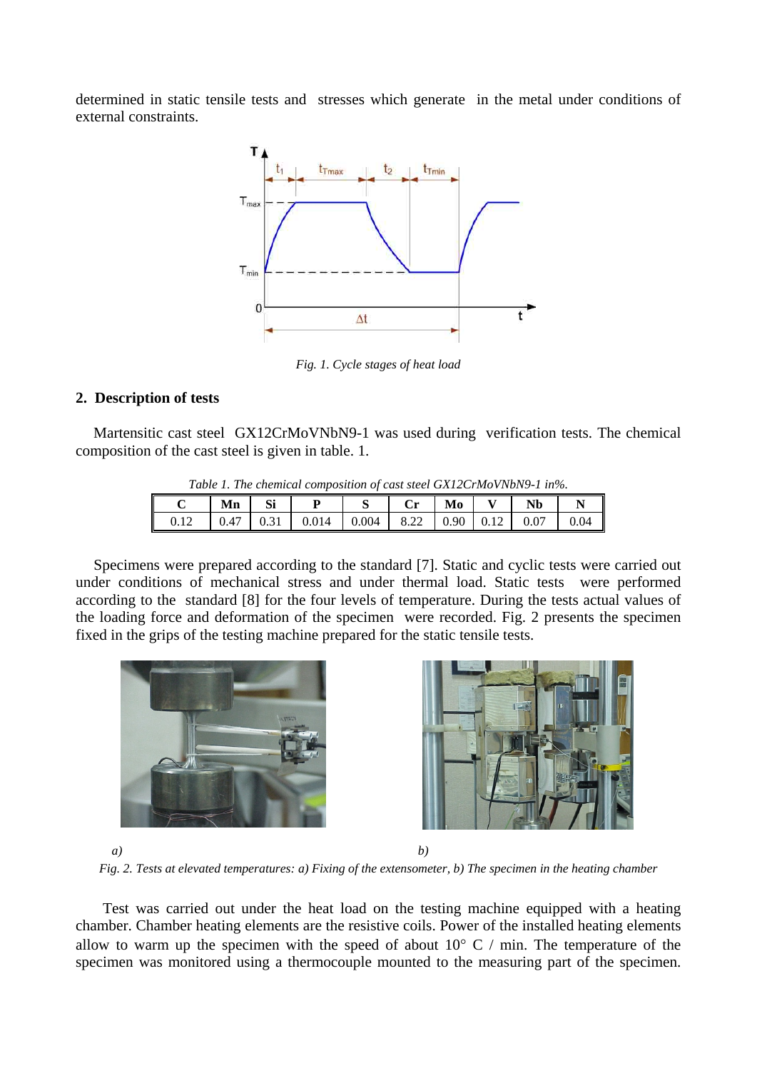determined in static tensile tests and stresses which generate in the metal under conditions of external constraints.

*Fig. 1. Cycle stages of heat load*

## 2. Description of tests

Martensitic cast steel GX12CrMoVNbN9-1 was used during verification tests. The chemical composition of the cast steel is given in table. 1.

*Table 1. The chemical composition of cast steel GX12CrMoVNbN9-1 in%.*

| C | Mn | Si | P | S | Cr | Mo | V | Nb | N |
|---|---|---|---|---|---|---|---|---|---|
| 0.12 | 0.47 | 0.31 | 0.014 | 0.004 | 8.22 | 0.90 | 0.12 | 0.07 | 0.04 |

Specimens were prepared according to the standard [7]. Static and cyclic tests were carried out under conditions of mechanical stress and under thermal load. Static tests were performed according to the standard [8] for the four levels of temperature. During the tests actual values of the loading force and deformation of the specimen were recorded. Fig. 2 presents the specimen fixed in the grips of the testing machine prepared for the static tensile tests.

*a)* *b)*

*Fig. 2. Tests at elevated temperatures: a) Fixing of the extensometer, b) The specimen in the heating chamber*

Test was carried out under the heat load on the testing machine equipped with a heating chamber. Chamber heating elements are the resistive coils. Power of the installed heating elements allow to warm up the specimen with the speed of about 10° C / min. The temperature of the specimen was monitored using a thermocouple mounted to the measuring part of the specimen.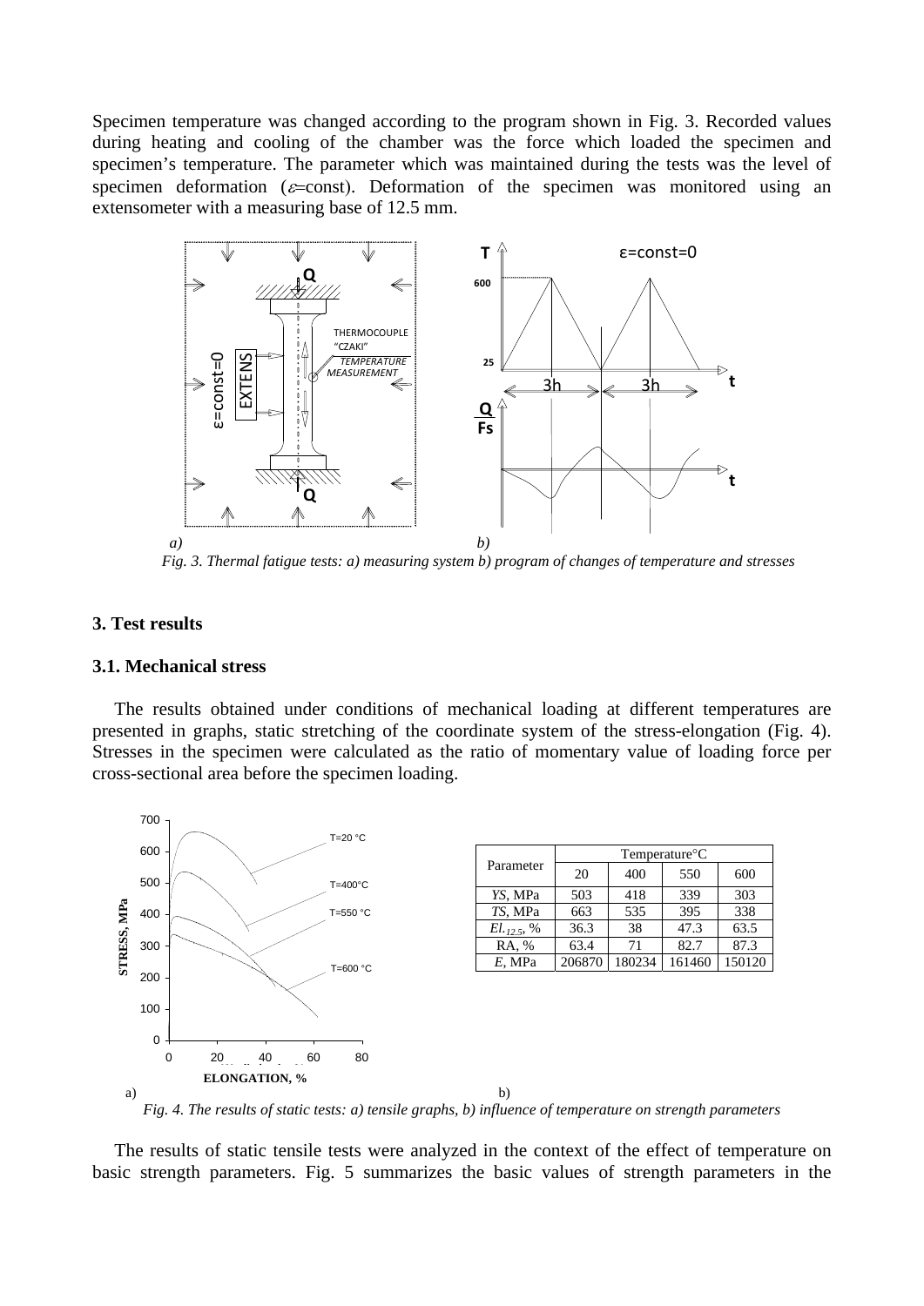Specimen temperature was changed according to the program shown in Fig. 3. Recorded values during heating and cooling of the chamber was the force which loaded the specimen and specimen's temperature. The parameter which was maintained during the tests was the level of specimen deformation ($\varepsilon$=const). Deformation of the specimen was monitored using an extensometer with a measuring base of 12.5 mm.

*Fig. 3. Thermal fatigue tests: a) measuring system b) program of changes of temperature and stresses*

### 3. Test results

### 3.1. Mechanical stress

The results obtained under conditions of mechanical loading at different temperatures are presented in graphs, static stretching of the coordinate system of the stress-elongation (Fig. 4). Stresses in the specimen were calculated as the ratio of momentary value of loading force per cross-sectional area before the specimen loading.

| Parameter | Temperature°C | | | |
|---|---|---|---|---|
| | 20 | 400 | 550 | 600 |
| *YS*, MPa | 503 | 418 | 339 | 303 |
| *TS*, MPa | 663 | 535 | 395 | 338 |
| $El._{12.5}$, % | 36.3 | 38 | 47.3 | 63.5 |
| RA, % | 63.4 | 71 | 82.7 | 87.3 |
| *E*, MPa | 206870 | 180234 | 161460 | 150120 |

*Fig. 4. The results of static tests: a) tensile graphs, b) influence of temperature on strength parameters*

The results of static tensile tests were analyzed in the context of the effect of temperature on basic strength parameters. Fig. 5 summarizes the basic values of strength parameters in the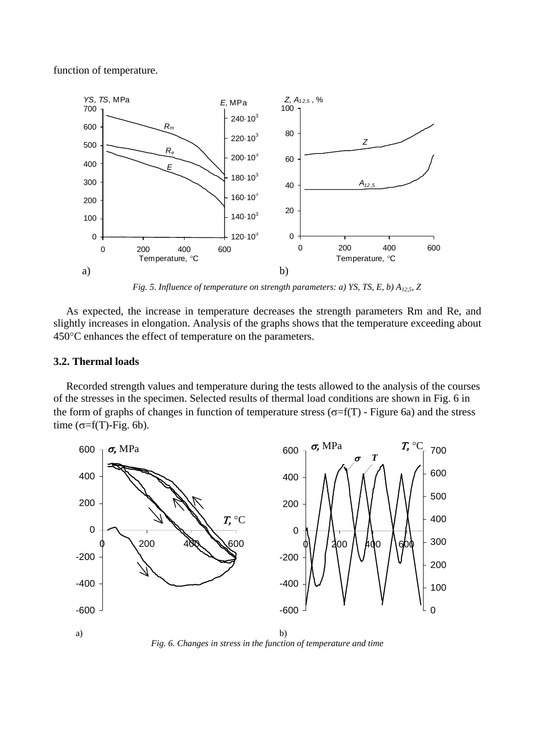function of temperature.

*Fig. 5. Influence of temperature on strength parameters: a) YS, TS, E, b) $A_{12,5}$, Z*

As expected, the increase in temperature decreases the strength parameters Rm and Re, and slightly increases in elongation. Analysis of the graphs shows that the temperature exceeding about 450°C enhances the effect of temperature on the parameters.

### 3.2. Thermal loads

Recorded strength values and temperature during the tests allowed to the analysis of the courses of the stresses in the specimen. Selected results of thermal load conditions are shown in Fig. 6 in the form of graphs of changes in function of temperature stress ($\sigma$=f(T) - Figure 6a) and the stress time ($\sigma$=f(T)-Fig. 6b).

*Fig. 6. Changes in stress in the function of temperature and time*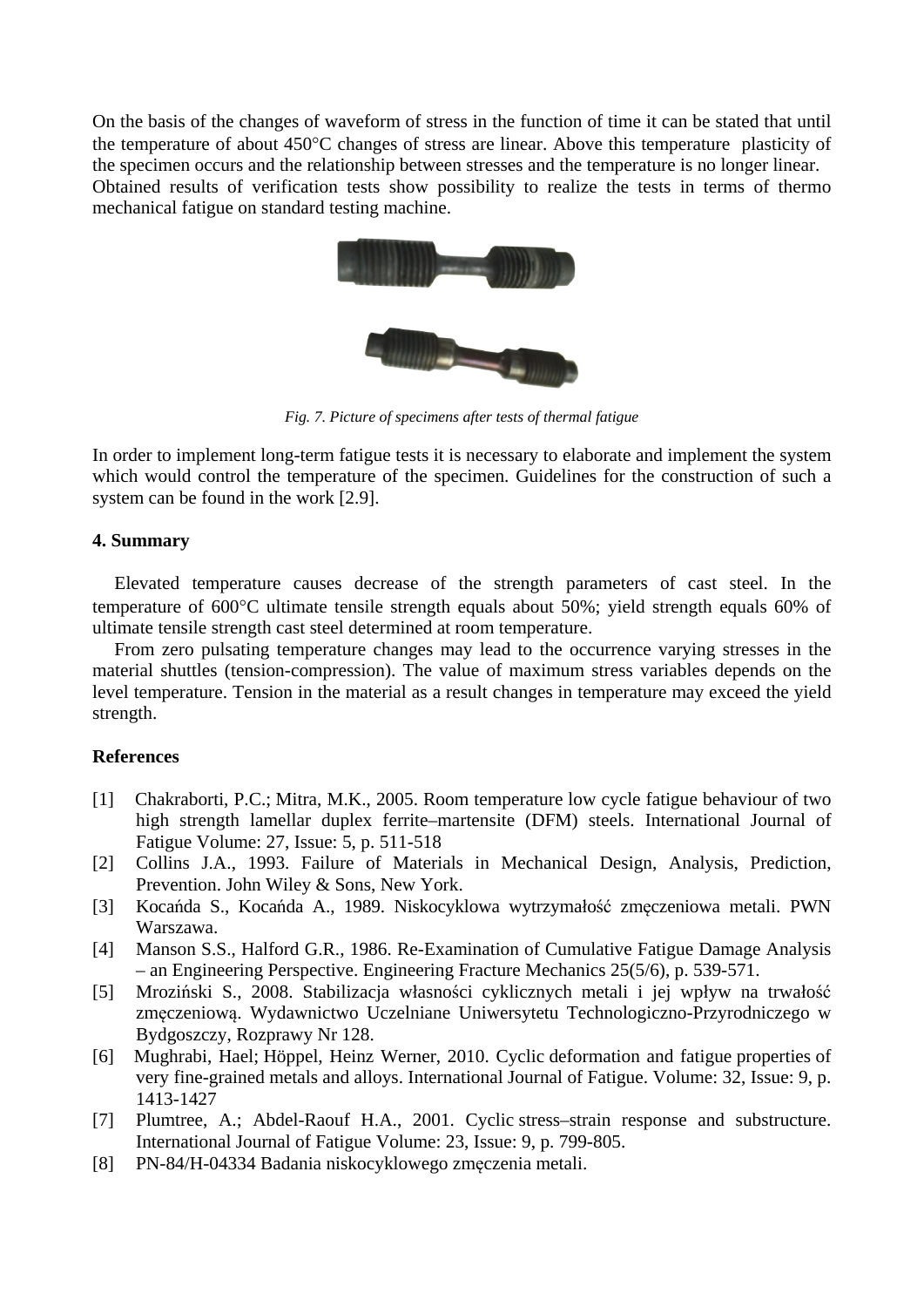On the basis of the changes of waveform of stress in the function of time it can be stated that until the temperature of about 450°C changes of stress are linear. Above this temperature plasticity of the specimen occurs and the relationship between stresses and the temperature is no longer linear. Obtained results of verification tests show possibility to realize the tests in terms of thermo mechanical fatigue on standard testing machine.

*Fig. 7. Picture of specimens after tests of thermal fatigue*

In order to implement long-term fatigue tests it is necessary to elaborate and implement the system which would control the temperature of the specimen. Guidelines for the construction of such a system can be found in the work [2.9].

## 4. Summary

Elevated temperature causes decrease of the strength parameters of cast steel. In the temperature of 600°C ultimate tensile strength equals about 50%; yield strength equals 60% of ultimate tensile strength cast steel determined at room temperature.

From zero pulsating temperature changes may lead to the occurrence varying stresses in the material shuttles (tension-compression). The value of maximum stress variables depends on the level temperature. Tension in the material as a result changes in temperature may exceed the yield strength.

## References

[1] Chakraborti, P.C.; Mitra, M.K., 2005. Room temperature low cycle fatigue behaviour of two high strength lamellar duplex ferrite–martensite (DFM) steels. International Journal of Fatigue Volume: 27, Issue: 5, p. 511-518

[2] Collins J.A., 1993. Failure of Materials in Mechanical Design, Analysis, Prediction, Prevention. John Wiley & Sons, New York.

[3] Kocańda S., Kocańda A., 1989. Niskocyklowa wytrzymałość zmęczeniowa metali. PWN Warszawa.

[4] Manson S.S., Halford G.R., 1986. Re-Examination of Cumulative Fatigue Damage Analysis – an Engineering Perspective. Engineering Fracture Mechanics 25(5/6), p. 539-571.

[5] Mroziński S., 2008. Stabilizacja własności cyklicznych metali i jej wpływ na trwałość zmęczeniową. Wydawnictwo Uczelniane Uniwersytetu Technologiczno-Przyrodniczego w Bydgoszczy, Rozprawy Nr 128.

[6] Mughrabi, Hael; Höppel, Heinz Werner, 2010. Cyclic deformation and fatigue properties of very fine-grained metals and alloys. International Journal of Fatigue. Volume: 32, Issue: 9, p. 1413-1427

[7] Plumtree, A.; Abdel-Raouf H.A., 2001. Cyclic stress–strain response and substructure. International Journal of Fatigue Volume: 23, Issue: 9, p. 799-805.

[8] PN-84/H-04334 Badania niskocyklowego zmęczenia metali.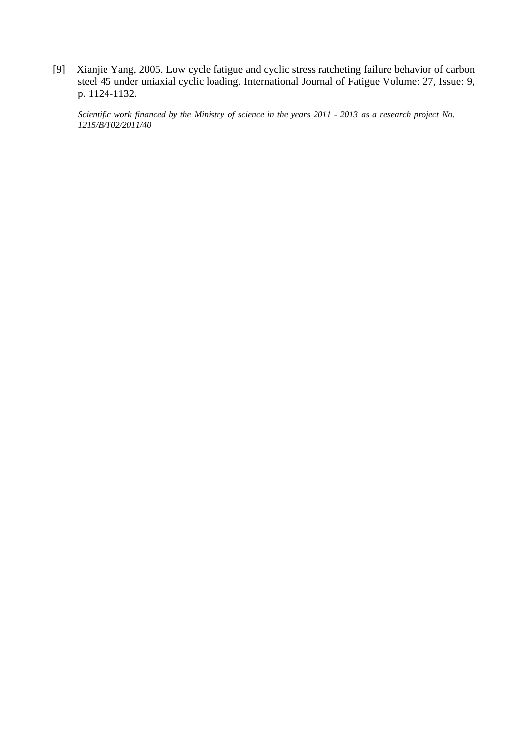[9] Xianjie Yang, 2005. Low cycle fatigue and cyclic stress ratcheting failure behavior of carbon steel 45 under uniaxial cyclic loading. International Journal of Fatigue Volume: 27, Issue: 9, p. 1124-1132.

*Scientific work financed by the Ministry of science in the years 2011 - 2013 as a research project No. 1215/B/T02/2011/40*